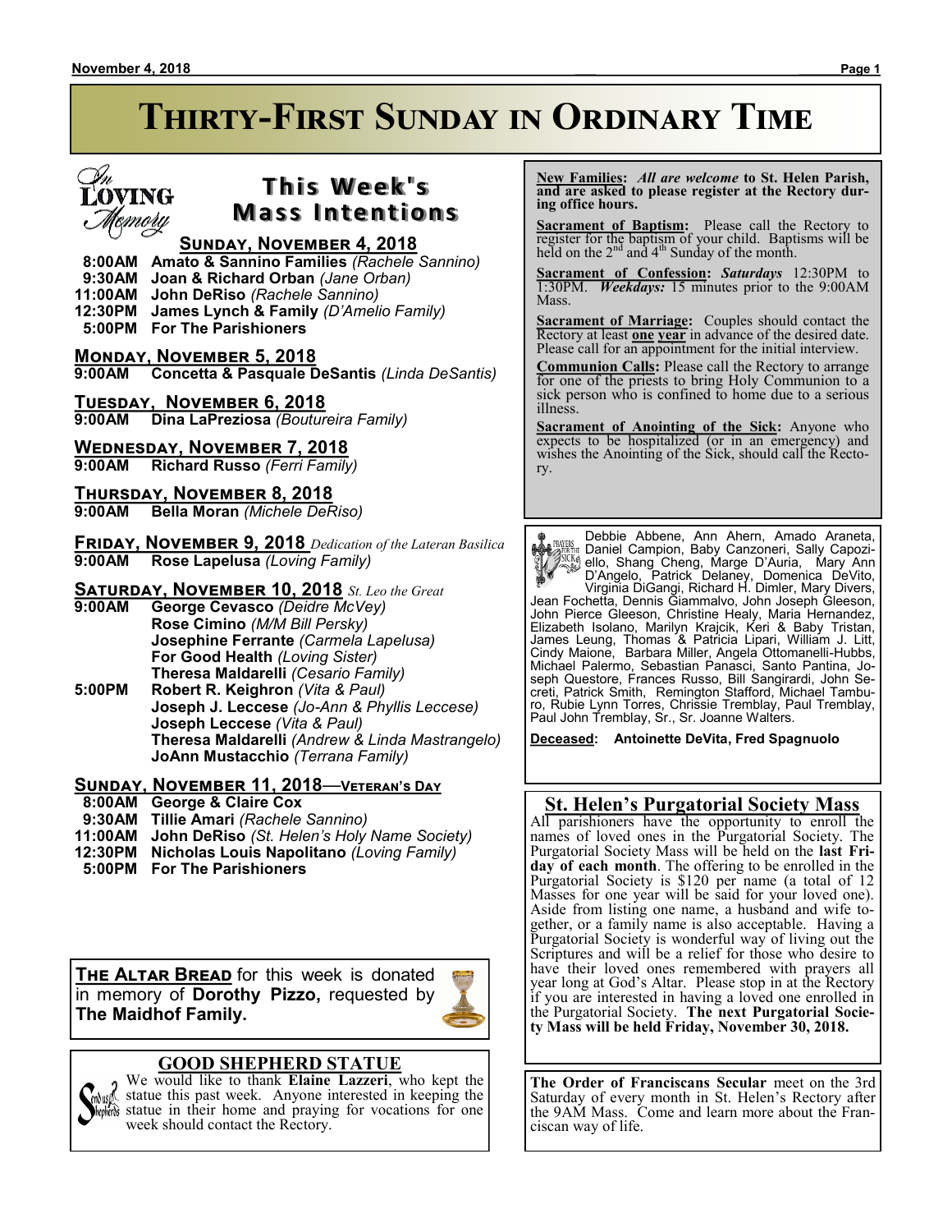# Thirty-First Sunday in Ordinary Time

In Loving Memory

## This Week's Mass Intentions

### Sunday, November 4, 2018

**8:00AM Amato & Sannino Families** *(Rachele Sannino)*
**9:30AM Joan & Richard Orban** *(Jane Orban)*
**11:00AM John DeRiso** *(Rachele Sannino)*
**12:30PM James Lynch & Family** *(D'Amelio Family)*
**5:00PM For The Parishioners**

### Monday, November 5, 2018

**9:00AM Concetta & Pasquale DeSantis** *(Linda DeSantis)*

### Tuesday, November 6, 2018

**9:00AM Dina LaPreziosa** *(Boutureira Family)*

### Wednesday, November 7, 2018

**9:00AM Richard Russo** *(Ferri Family)*

### Thursday, November 8, 2018

**9:00AM Bella Moran** *(Michele DeRiso)*

### Friday, November 9, 2018 *Dedication of the Lateran Basilica*

**9:00AM Rose Lapelusa** *(Loving Family)*

### Saturday, November 10, 2018 *St. Leo the Great*

**9:00AM George Cevasco** *(Deidre McVey)*
**Rose Cimino** *(M/M Bill Persky)*
**Josephine Ferrante** *(Carmela Lapelusa)*
**For Good Health** *(Loving Sister)*
**Theresa Maldarelli** *(Cesario Family)*

**5:00PM Robert R. Keighron** *(Vita & Paul)*
**Joseph J. Leccese** *(Jo-Ann & Phyllis Leccese)*
**Joseph Leccese** *(Vita & Paul)*
**Theresa Maldarelli** *(Andrew & Linda Mastrangelo)*
**JoAnn Mustacchio** *(Terrana Family)*

### Sunday, November 11, 2018—Veteran's Day

**8:00AM George & Claire Cox**
**9:30AM Tillie Amari** *(Rachele Sannino)*
**11:00AM John DeRiso** *(St. Helen's Holy Name Society)*
**12:30PM Nicholas Louis Napolitano** *(Loving Family)*
**5:00PM For The Parishioners**

**The Altar Bread** for this week is donated in memory of **Dorothy Pizzo,** requested by **The Maidhof Family.**

## GOOD SHEPHERD STATUE

We would like to thank **Elaine Lazzeri**, who kept the statue this past week. Anyone interested in keeping the statue in their home and praying for vocations for one week should contact the Rectory.

**New Families:** *All are welcome* **to St. Helen Parish, and are asked to please register at the Rectory during office hours.**

**Sacrament of Baptism:** Please call the Rectory to register for the baptism of your child. Baptisms will be held on the 2nd and 4th Sunday of the month.

**Sacrament of Confession:** ***Saturdays*** 12:30PM to 1:30PM. ***Weekdays:*** 15 minutes prior to the 9:00AM Mass.

**Sacrament of Marriage:** Couples should contact the Rectory at least **one year** in advance of the desired date. Please call for an appointment for the initial interview.

**Communion Calls:** Please call the Rectory to arrange for one of the priests to bring Holy Communion to a sick person who is confined to home due to a serious illness.

**Sacrament of Anointing of the Sick:** Anyone who expects to be hospitalized (or in an emergency) and wishes the Anointing of the Sick, should call the Rectory.

Prayers for the Sick

Debbie Abbene, Ann Ahern, Amado Araneta, Daniel Campion, Baby Canzoneri, Sally Capoziello, Shang Cheng, Marge D'Auria, Mary Ann D'Angelo, Patrick Delaney, Domenica DeVito, Virginia DiGangi, Richard H. Dimler, Mary Divers, Jean Fochetta, Dennis Giammalvo, John Joseph Gleeson, John Pierce Gleeson, Christine Healy, Maria Hernandez, Elizabeth Isolano, Marilyn Krajcik, Keri & Baby Tristan, James Leung, Thomas & Patricia Lipari, William J. Litt, Cindy Maione, Barbara Miller, Angela Ottomanelli-Hubbs, Michael Palermo, Sebastian Panasci, Santo Pantina, Joseph Questore, Frances Russo, Bill Sangirardi, John Secreti, Patrick Smith, Remington Stafford, Michael Tamburo, Rubie Lynn Torres, Chrissie Tremblay, Paul Tremblay, Paul John Tremblay, Sr., Sr. Joanne Walters.

**Deceased: Antoinette DeVita, Fred Spagnuolo**

## St. Helen's Purgatorial Society Mass

All parishioners have the opportunity to enroll the names of loved ones in the Purgatorial Society. The Purgatorial Society Mass will be held on the **last Friday of each month**. The offering to be enrolled in the Purgatorial Society is $120 per name (a total of 12 Masses for one year will be said for your loved one). Aside from listing one name, a husband and wife together, or a family name is also acceptable. Having a Purgatorial Society is wonderful way of living out the Scriptures and will be a relief for those who desire to have their loved ones remembered with prayers all year long at God's Altar. Please stop in at the Rectory if you are interested in having a loved one enrolled in the Purgatorial Society. **The next Purgatorial Society Mass will be held Friday, November 30, 2018.**

**The Order of Franciscans Secular** meet on the 3rd Saturday of every month in St. Helen's Rectory after the 9AM Mass. Come and learn more about the Franciscan way of life.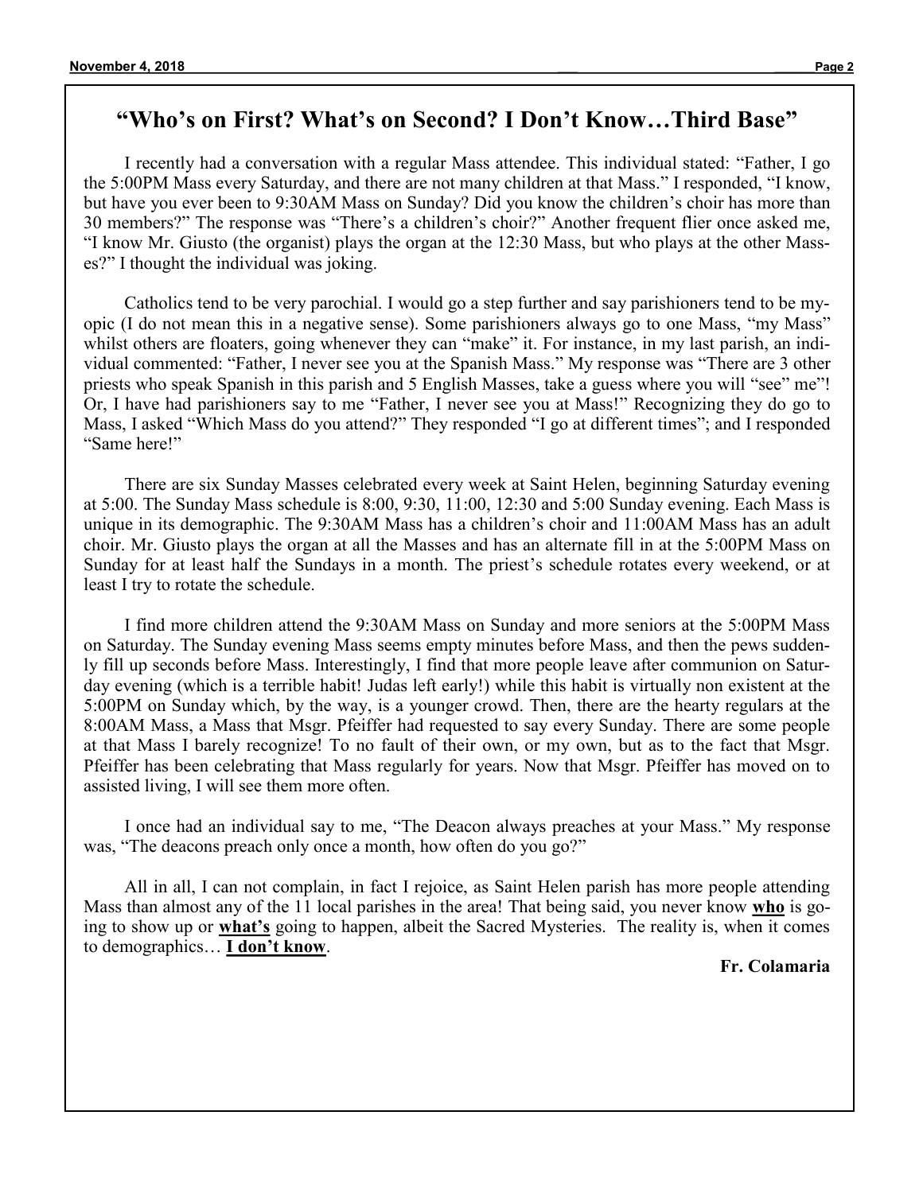## "Who's on First? What's on Second? I Don't Know…Third Base"

I recently had a conversation with a regular Mass attendee. This individual stated: "Father, I go the 5:00PM Mass every Saturday, and there are not many children at that Mass." I responded, "I know, but have you ever been to 9:30AM Mass on Sunday? Did you know the children's choir has more than 30 members?" The response was "There's a children's choir?" Another frequent flier once asked me, "I know Mr. Giusto (the organist) plays the organ at the 12:30 Mass, but who plays at the other Masses?" I thought the individual was joking.

Catholics tend to be very parochial. I would go a step further and say parishioners tend to be myopic (I do not mean this in a negative sense). Some parishioners always go to one Mass, "my Mass" whilst others are floaters, going whenever they can "make" it. For instance, in my last parish, an individual commented: "Father, I never see you at the Spanish Mass." My response was "There are 3 other priests who speak Spanish in this parish and 5 English Masses, take a guess where you will "see" me"! Or, I have had parishioners say to me "Father, I never see you at Mass!" Recognizing they do go to Mass, I asked "Which Mass do you attend?" They responded "I go at different times"; and I responded "Same here!"

There are six Sunday Masses celebrated every week at Saint Helen, beginning Saturday evening at 5:00. The Sunday Mass schedule is 8:00, 9:30, 11:00, 12:30 and 5:00 Sunday evening. Each Mass is unique in its demographic. The 9:30AM Mass has a children's choir and 11:00AM Mass has an adult choir. Mr. Giusto plays the organ at all the Masses and has an alternate fill in at the 5:00PM Mass on Sunday for at least half the Sundays in a month. The priest's schedule rotates every weekend, or at least I try to rotate the schedule.

I find more children attend the 9:30AM Mass on Sunday and more seniors at the 5:00PM Mass on Saturday. The Sunday evening Mass seems empty minutes before Mass, and then the pews suddenly fill up seconds before Mass. Interestingly, I find that more people leave after communion on Saturday evening (which is a terrible habit! Judas left early!) while this habit is virtually non existent at the 5:00PM on Sunday which, by the way, is a younger crowd. Then, there are the hearty regulars at the 8:00AM Mass, a Mass that Msgr. Pfeiffer had requested to say every Sunday. There are some people at that Mass I barely recognize! To no fault of their own, or my own, but as to the fact that Msgr. Pfeiffer has been celebrating that Mass regularly for years. Now that Msgr. Pfeiffer has moved on to assisted living, I will see them more often.

I once had an individual say to me, "The Deacon always preaches at your Mass." My response was, "The deacons preach only once a month, how often do you go?"

All in all, I can not complain, in fact I rejoice, as Saint Helen parish has more people attending Mass than almost any of the 11 local parishes in the area! That being said, you never know **who** is going to show up or **what's** going to happen, albeit the Sacred Mysteries. The reality is, when it comes to demographics… **I don't know**.

**Fr. Colamaria**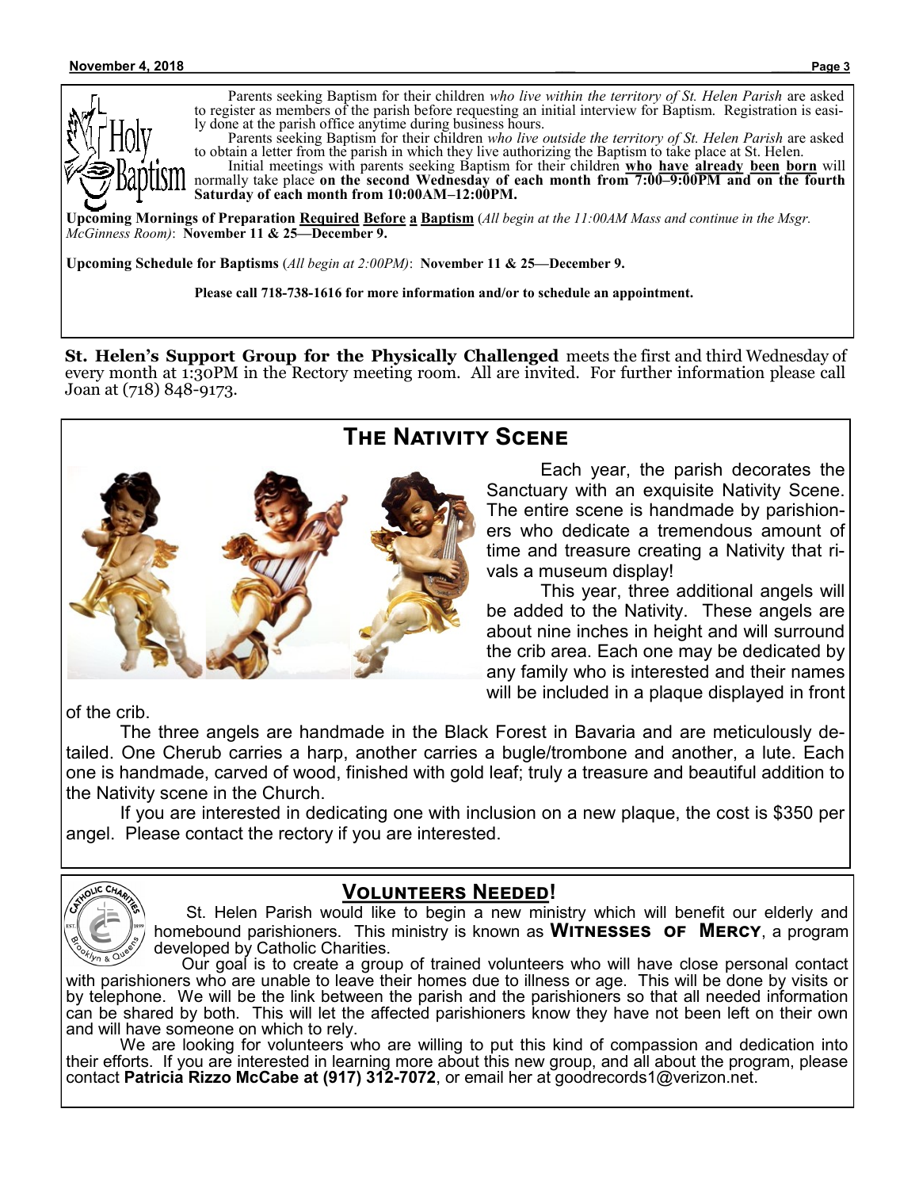Parents seeking Baptism for their children *who live within the territory of St. Helen Parish* are asked to register as members of the parish before requesting an initial interview for Baptism. Registration is easily done at the parish office anytime during business hours.

Parents seeking Baptism for their children *who live outside the territory of St. Helen Parish* are asked to obtain a letter from the parish in which they live authorizing the Baptism to take place at St. Helen.

Initial meetings with parents seeking Baptism for their children **who have already been born** will normally take place **on the second Wednesday of each month from 7:00–9:00PM and on the fourth Saturday of each month from 10:00AM–12:00PM.**

**Upcoming Mornings of Preparation Required Before a Baptism** (*All begin at the 11:00AM Mass and continue in the Msgr. McGinness Room*): **November 11 & 25—December 9.**

**Upcoming Schedule for Baptisms** (*All begin at 2:00PM*): **November 11 & 25—December 9.**

**Please call 718-738-1616 for more information and/or to schedule an appointment.**

**St. Helen's Support Group for the Physically Challenged** meets the first and third Wednesday of every month at 1:30PM in the Rectory meeting room. All are invited. For further information please call Joan at (718) 848-9173.

## The Nativity Scene

Each year, the parish decorates the Sanctuary with an exquisite Nativity Scene. The entire scene is handmade by parishioners who dedicate a tremendous amount of time and treasure creating a Nativity that rivals a museum display!

This year, three additional angels will be added to the Nativity. These angels are about nine inches in height and will surround the crib area. Each one may be dedicated by any family who is interested and their names will be included in a plaque displayed in front of the crib.

The three angels are handmade in the Black Forest in Bavaria and are meticulously detailed. One Cherub carries a harp, another carries a bugle/trombone and another, a lute. Each one is handmade, carved of wood, finished with gold leaf; truly a treasure and beautiful addition to the Nativity scene in the Church.

If you are interested in dedicating one with inclusion on a new plaque, the cost is $350 per angel. Please contact the rectory if you are interested.

## Volunteers Needed!

St. Helen Parish would like to begin a new ministry which will benefit our elderly and homebound parishioners. This ministry is known as **Witnesses of Mercy**, a program developed by Catholic Charities.

Our goal is to create a group of trained volunteers who will have close personal contact with parishioners who are unable to leave their homes due to illness or age. This will be done by visits or by telephone. We will be the link between the parish and the parishioners so that all needed information can be shared by both. This will let the affected parishioners know they have not been left on their own and will have someone on which to rely.

We are looking for volunteers who are willing to put this kind of compassion and dedication into their efforts. If you are interested in learning more about this new group, and all about the program, please contact **Patricia Rizzo McCabe at (917) 312-7072**, or email her at goodrecords1@verizon.net.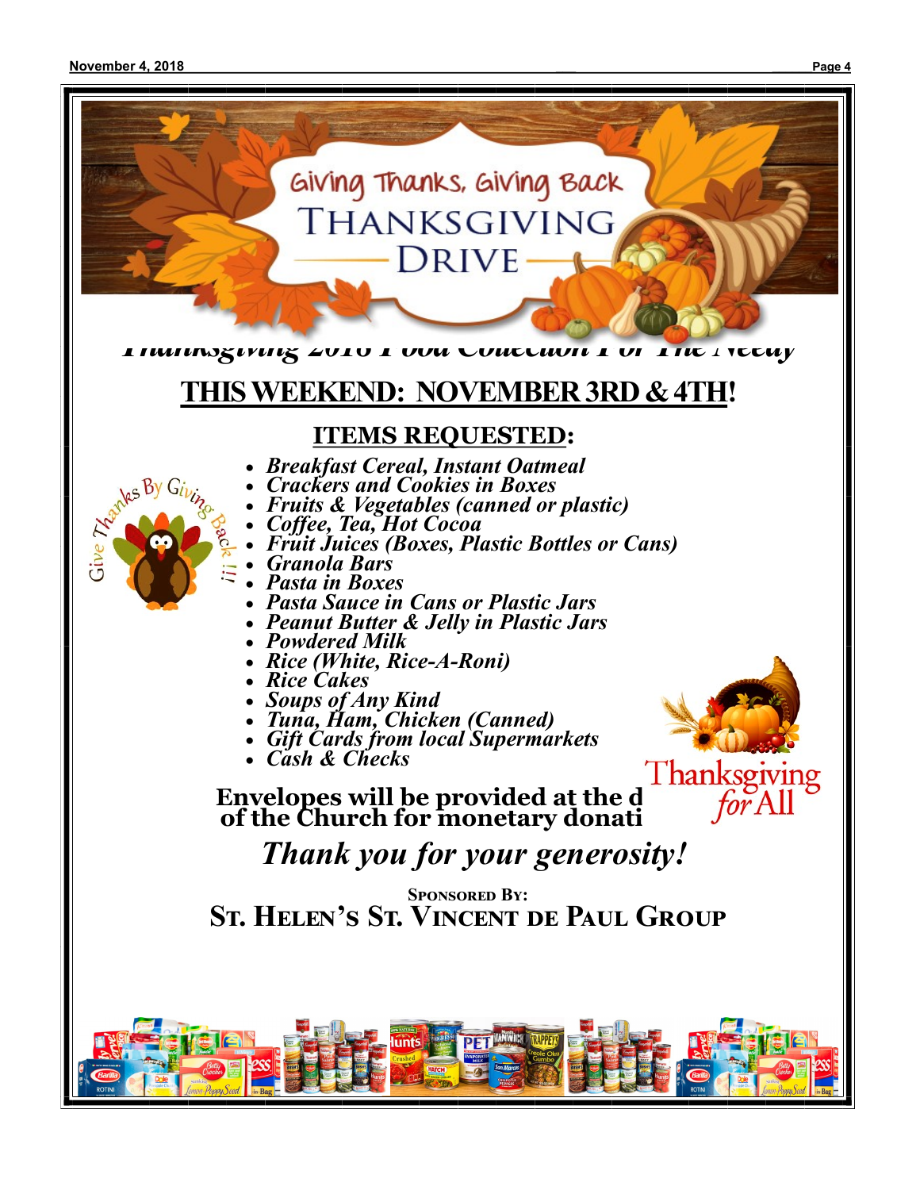# Giving Thanks, Giving Back
# THANKSGIVING DRIVE

*Thanksgiving 2018 Food Collection For The Needy*

## THIS WEEKEND: NOVEMBER 3RD & 4TH!

### ITEMS REQUESTED:

Give Thanks By Giving Back!!!

- ***Breakfast Cereal, Instant Oatmeal***
- ***Crackers and Cookies in Boxes***
- ***Fruits & Vegetables (canned or plastic)***
- ***Coffee, Tea, Hot Cocoa***
- ***Fruit Juices (Boxes, Plastic Bottles or Cans)***
- ***Granola Bars***
- ***Pasta in Boxes***
- ***Pasta Sauce in Cans or Plastic Jars***
- ***Peanut Butter & Jelly in Plastic Jars***
- ***Powdered Milk***
- ***Rice (White, Rice-A-Roni)***
- ***Rice Cakes***
- ***Soups of Any Kind***
- ***Tuna, Ham, Chicken (Canned)***
- ***Gift Cards from local Supermarkets***
- ***Cash & Checks***

Thanksgiving *for* All

**Envelopes will be provided at the d of the Church for monetary donati**

***Thank you for your generosity!***

SPONSORED BY:

**ST. HELEN'S ST. VINCENT DE PAUL GROUP**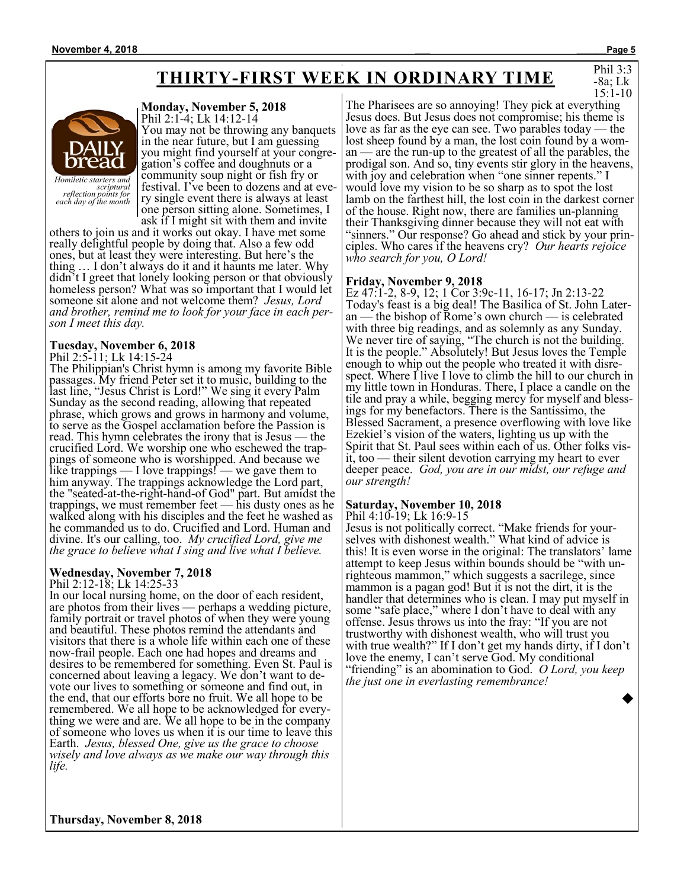# THIRTY-FIRST WEEK IN ORDINARY TIME

DAILY bread

*Homiletic starters and scriptural reflection points for each day of the month*

**Monday, November 5, 2018**
Phil 2:1-4; Lk 14:12-14
You may not be throwing any banquets in the near future, but I am guessing you might find yourself at your congregation's coffee and doughnuts or a community soup night or fish fry or festival. I've been to dozens and at every single event there is always at least one person sitting alone. Sometimes, I ask if I might sit with them and invite others to join us and it works out okay. I have met some really delightful people by doing that. Also a few odd ones, but at least they were interesting. But here's the thing … I don't always do it and it haunts me later. Why didn't I greet that lonely looking person or that obviously homeless person? What was so important that I would let someone sit alone and not welcome them? *Jesus, Lord and brother, remind me to look for your face in each person I meet this day.*

**Tuesday, November 6, 2018**
Phil 2:5-11; Lk 14:15-24
The Philippian's Christ hymn is among my favorite Bible passages. My friend Peter set it to music, building to the last line, "Jesus Christ is Lord!" We sing it every Palm Sunday as the second reading, allowing that repeated phrase, which grows and grows in harmony and volume, to serve as the Gospel acclamation before the Passion is read. This hymn celebrates the irony that is Jesus — the crucified Lord. We worship one who eschewed the trappings of someone who is worshipped. And because we like trappings — I love trappings! — we gave them to him anyway. The trappings acknowledge the Lord part, the "seated-at-the-right-hand-of God" part. But amidst the trappings, we must remember feet — his dusty ones as he walked along with his disciples and the feet he washed as he commanded us to do. Crucified and Lord. Human and divine. It's our calling, too. *My crucified Lord, give me the grace to believe what I sing and live what I believe.*

**Wednesday, November 7, 2018**
Phil 2:12-18; Lk 14:25-33
In our local nursing home, on the door of each resident, are photos from their lives — perhaps a wedding picture, family portrait or travel photos of when they were young and beautiful. These photos remind the attendants and visitors that there is a whole life within each one of these now-frail people. Each one had hopes and dreams and desires to be remembered for something. Even St. Paul is concerned about leaving a legacy. We don't want to devote our lives to something or someone and find out, in the end, that our efforts bore no fruit. We all hope to be remembered. We all hope to be acknowledged for everything we were and are. We all hope to be in the company of someone who loves us when it is our time to leave this Earth. *Jesus, blessed One, give us the grace to choose wisely and love always as we make our way through this life.*

**Thursday, November 8, 2018**
Phil 3:3-8a; Lk 15:1-10
The Pharisees are so annoying! They pick at everything Jesus does. But Jesus does not compromise; his theme is love as far as the eye can see. Two parables today — the lost sheep found by a man, the lost coin found by a woman — are the run-up to the greatest of all the parables, the prodigal son. And so, tiny events stir glory in the heavens, with joy and celebration when "one sinner repents." I would love my vision to be so sharp as to spot the lost lamb on the farthest hill, the lost coin in the darkest corner of the house. Right now, there are families un-planning their Thanksgiving dinner because they will not eat with "sinners." Our response? Go ahead and stick by your principles. Who cares if the heavens cry? *Our hearts rejoice who search for you, O Lord!*

**Friday, November 9, 2018**
Ez 47:1-2, 8-9, 12; 1 Cor 3:9c-11, 16-17; Jn 2:13-22
Today's feast is a big deal! The Basilica of St. John Lateran — the bishop of Rome's own church — is celebrated with three big readings, and as solemnly as any Sunday. We never tire of saying, "The church is not the building. It is the people." Absolutely! But Jesus loves the Temple enough to whip out the people who treated it with disrespect. Where I live I love to climb the hill to our church in my little town in Honduras. There, I place a candle on the tile and pray a while, begging mercy for myself and blessings for my benefactors. There is the Santísimo, the Blessed Sacrament, a presence overflowing with love like Ezekiel's vision of the waters, lighting us up with the Spirit that St. Paul sees within each of us. Other folks visit, too — their silent devotion carrying my heart to ever deeper peace. *God, you are in our midst, our refuge and our strength!*

**Saturday, November 10, 2018**
Phil 4:10-19; Lk 16:9-15
Jesus is not politically correct. "Make friends for yourselves with dishonest wealth." What kind of advice is this! It is even worse in the original: The translators' lame attempt to keep Jesus within bounds should be "with unrighteous mammon," which suggests a sacrilege, since mammon is a pagan god! But it is not the dirt, it is the handler that determines who is clean. I may put myself in some "safe place," where I don't have to deal with any offense. Jesus throws us into the fray: "If you are not trustworthy with dishonest wealth, who will trust you with true wealth?" If I don't get my hands dirty, if I don't love the enemy, I can't serve God. My conditional "friending" is an abomination to God. *O Lord, you keep the just one in everlasting remembrance!*

◆